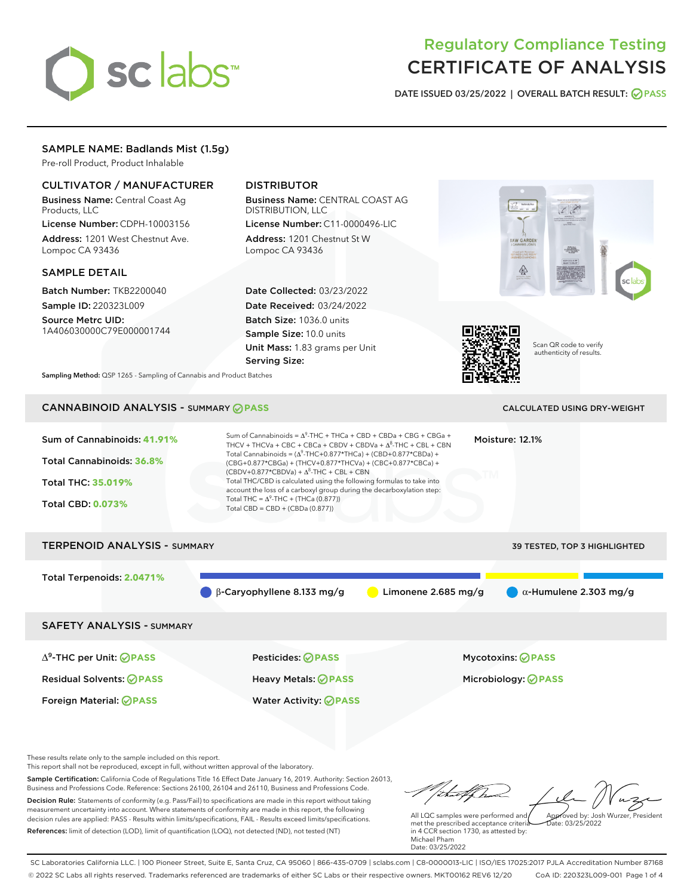# Regulatory Compliance Testing
# CERTIFICATE OF ANALYSIS

**DATE ISSUED 03/25/2022 | OVERALL BATCH RESULT: PASS**

## SAMPLE NAME: Badlands Mist (1.5g)

Pre-roll Product, Product Inhalable

### CULTIVATOR / MANUFACTURER

**Business Name:** Central Coast Ag Products, LLC

**License Number:** CDPH-10003156

**Address:** 1201 West Chestnut Ave. Lompoc CA 93436

### DISTRIBUTOR

**Business Name:** CENTRAL COAST AG DISTRIBUTION, LLC

**License Number:** C11-0000496-LIC

**Address:** 1201 Chestnut St W Lompoc CA 93436

### SAMPLE DETAIL

**Batch Number:** TKB2200040

**Sample ID:** 220323L009

**Source Metrc UID:** 1A406030000C79E000001744

**Date Collected:** 03/23/2022

**Date Received:** 03/24/2022

**Batch Size:** 1036.0 units

**Sample Size:** 10.0 units

**Unit Mass:** 1.83 grams per Unit

**Serving Size:**

Scan QR code to verify authenticity of results.

**Sampling Method:** QSP 1265 - Sampling of Cannabis and Product Batches

## CANNABINOID ANALYSIS - SUMMARY PASS

CALCULATED USING DRY-WEIGHT

Sum of Cannabinoids: **41.91%**

Total Cannabinoids: **36.8%**

Total THC: **35.019%**

Total CBD: **0.073%**

Sum of Cannabinoids = $\Delta^9$-THC + THCa + CBD + CBDa + CBG + CBGa + THCV + THCVa + CBC + CBCa + CBDV + CBDVa + $\Delta^8$-THC + CBL + CBN

Total Cannabinoids = ($\Delta^9$-THC+0.877*THCa) + (CBD+0.877*CBDa) + (CBG+0.877*CBGa) + (THCV+0.877*THCVa) + (CBC+0.877*CBCa) + (CBDV+0.877*CBDVa) + $\Delta^8$-THC + CBL + CBN

Total THC/CBD is calculated using the following formulas to take into account the loss of a carboxyl group during the decarboxylation step:

Total THC = $\Delta^9$-THC + (THCa (0.877))

Total CBD = CBD + (CBDa (0.877))

Moisture: 12.1%

## TERPENOID ANALYSIS - SUMMARY

39 TESTED, TOP 3 HIGHLIGHTED

Total Terpenoids: **2.0471%**

β-Caryophyllene 8.133 mg/g | Limonene 2.685 mg/g | α-Humulene 2.303 mg/g

## SAFETY ANALYSIS - SUMMARY

| | | |
|---|---|---|
| $\Delta^9$-THC per Unit: PASS | Pesticides: PASS | Mycotoxins: PASS |
| Residual Solvents: PASS | Heavy Metals: PASS | Microbiology: PASS |
| Foreign Material: PASS | Water Activity: PASS | |

These results relate only to the sample included on this report.
This report shall not be reproduced, except in full, without written approval of the laboratory.

**Sample Certification:** California Code of Regulations Title 16 Effect Date January 16, 2019. Authority: Section 26013, Business and Professions Code. Reference: Sections 26100, 26104 and 26110, Business and Professions Code.

**Decision Rule:** Statements of conformity (e.g. Pass/Fail) to specifications are made in this report without taking measurement uncertainty into account. Where statements of conformity are made in this report, the following decision rules are applied: PASS - Results within limits/specifications, FAIL - Results exceed limits/specifications.

**References:** limit of detection (LOD), limit of quantification (LOQ), not detected (ND), not tested (NT)

All LQC samples were performed and met the prescribed acceptance criteria in 4 CCR section 1730, as attested by: Michael Pham
Date: 03/25/2022

Approved by: Josh Wurzer, President
Date: 03/25/2022

SC Laboratories California LLC. | 100 Pioneer Street, Suite E, Santa Cruz, CA 95060 | 866-435-0709 | sclabs.com | C8-0000013-LIC | ISO/IES 17025:2017 PJLA Accreditation Number 87168
© 2022 SC Labs all rights reserved. Trademarks referenced are trademarks of either SC Labs or their respective owners. MKT00162 REV6 12/20 CoA ID: 220323L009-001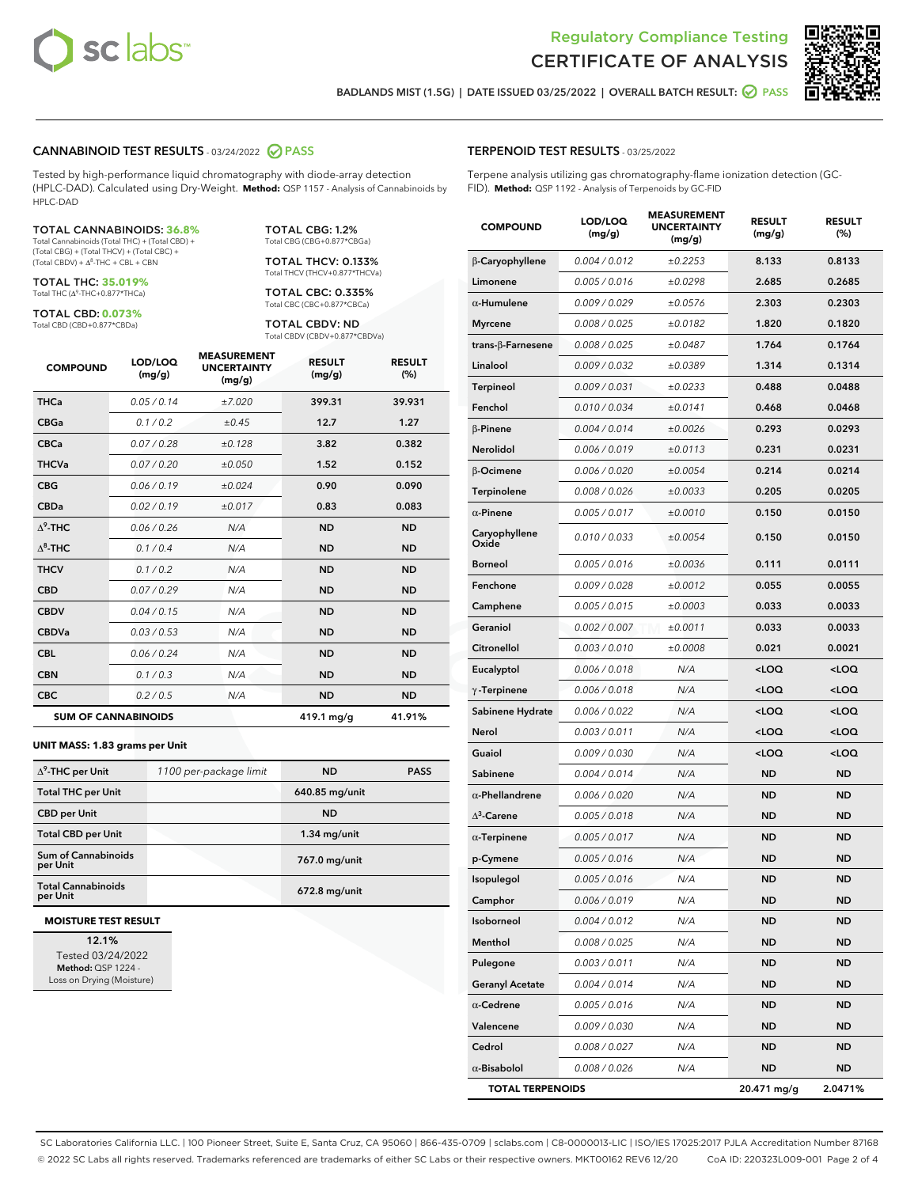# Regulatory Compliance Testing
# CERTIFICATE OF ANALYSIS

BADLANDS MIST (1.5G) | DATE ISSUED 03/25/2022 | OVERALL BATCH RESULT: PASS

## CANNABINOID TEST RESULTS - 03/24/2022 PASS

Tested by high-performance liquid chromatography with diode-array detection (HPLC-DAD). Calculated using Dry-Weight. **Method:** QSP 1157 - Analysis of Cannabinoids by HPLC-DAD

**TOTAL CANNABINOIDS: 36.8%**
Total Cannabinoids (Total THC) + (Total CBD) + (Total CBG) + (Total THCV) + (Total CBC) + (Total CBDV) + $\Delta^8$-THC + CBL + CBN

**TOTAL THC: 35.019%**
Total THC ($\Delta^9$-THC+0.877*THCa)

**TOTAL CBD: 0.073%**
Total CBD (CBD+0.877*CBDa)

**TOTAL CBG: 1.2%**
Total CBG (CBG+0.877*CBGa)

**TOTAL THCV: 0.133%**
Total THCV (THCV+0.877*THCVa)

**TOTAL CBC: 0.335%**
Total CBC (CBC+0.877*CBCa)

**TOTAL CBDV: ND**
Total CBDV (CBDV+0.877*CBDVa)

| COMPOUND | LOD/LOQ (mg/g) | MEASUREMENT UNCERTAINTY (mg/g) | RESULT (mg/g) | RESULT (%) |
|---|---|---|---|---|
| THCa | 0.05 / 0.14 | ±7.020 | 399.31 | 39.931 |
| CBGa | 0.1 / 0.2 | ±0.45 | 12.7 | 1.27 |
| CBCa | 0.07 / 0.28 | ±0.128 | 3.82 | 0.382 |
| THCVa | 0.07 / 0.20 | ±0.050 | 1.52 | 0.152 |
| CBG | 0.06 / 0.19 | ±0.024 | 0.90 | 0.090 |
| CBDa | 0.02 / 0.19 | ±0.017 | 0.83 | 0.083 |
| $\Delta^9$-THC | 0.06 / 0.26 | N/A | ND | ND |
| $\Delta^8$-THC | 0.1 / 0.4 | N/A | ND | ND |
| THCV | 0.1 / 0.2 | N/A | ND | ND |
| CBD | 0.07 / 0.29 | N/A | ND | ND |
| CBDV | 0.04 / 0.15 | N/A | ND | ND |
| CBDVa | 0.03 / 0.53 | N/A | ND | ND |
| CBL | 0.06 / 0.24 | N/A | ND | ND |
| CBN | 0.1 / 0.3 | N/A | ND | ND |
| CBC | 0.2 / 0.5 | N/A | ND | ND |
| **SUM OF CANNABINOIDS** | | | 419.1 mg/g | 41.91% |

**UNIT MASS: 1.83 grams per Unit**

| | | | |
|---|---|---|---|
| $\Delta^9$-THC per Unit | 1100 per-package limit | ND | PASS |
| Total THC per Unit | | 640.85 mg/unit | |
| CBD per Unit | | ND | |
| Total CBD per Unit | | 1.34 mg/unit | |
| Sum of Cannabinoids per Unit | | 767.0 mg/unit | |
| Total Cannabinoids per Unit | | 672.8 mg/unit | |

**MOISTURE TEST RESULT**

12.1%
Tested 03/24/2022
**Method:** QSP 1224 - Loss on Drying (Moisture)

## TERPENOID TEST RESULTS - 03/25/2022

Terpene analysis utilizing gas chromatography-flame ionization detection (GC-FID). **Method:** QSP 1192 - Analysis of Terpenoids by GC-FID

| COMPOUND | LOD/LOQ (mg/g) | MEASUREMENT UNCERTAINTY (mg/g) | RESULT (mg/g) | RESULT (%) |
|---|---|---|---|---|
| β-Caryophyllene | 0.004 / 0.012 | ±0.2253 | 8.133 | 0.8133 |
| Limonene | 0.005 / 0.016 | ±0.0298 | 2.685 | 0.2685 |
| α-Humulene | 0.009 / 0.029 | ±0.0576 | 2.303 | 0.2303 |
| Myrcene | 0.008 / 0.025 | ±0.0182 | 1.820 | 0.1820 |
| trans-β-Farnesene | 0.008 / 0.025 | ±0.0487 | 1.764 | 0.1764 |
| Linalool | 0.009 / 0.032 | ±0.0389 | 1.314 | 0.1314 |
| Terpineol | 0.009 / 0.031 | ±0.0233 | 0.488 | 0.0488 |
| Fenchol | 0.010 / 0.034 | ±0.0141 | 0.468 | 0.0468 |
| β-Pinene | 0.004 / 0.014 | ±0.0026 | 0.293 | 0.0293 |
| Nerolidol | 0.006 / 0.019 | ±0.0113 | 0.231 | 0.0231 |
| β-Ocimene | 0.006 / 0.020 | ±0.0054 | 0.214 | 0.0214 |
| Terpinolene | 0.008 / 0.026 | ±0.0033 | 0.205 | 0.0205 |
| α-Pinene | 0.005 / 0.017 | ±0.0010 | 0.150 | 0.0150 |
| Caryophyllene Oxide | 0.010 / 0.033 | ±0.0054 | 0.150 | 0.0150 |
| Borneol | 0.005 / 0.016 | ±0.0036 | 0.111 | 0.0111 |
| Fenchone | 0.009 / 0.028 | ±0.0012 | 0.055 | 0.0055 |
| Camphene | 0.005 / 0.015 | ±0.0003 | 0.033 | 0.0033 |
| Geraniol | 0.002 / 0.007 | ±0.0011 | 0.033 | 0.0033 |
| Citronellol | 0.003 / 0.010 | ±0.0008 | 0.021 | 0.0021 |
| Eucalyptol | 0.006 / 0.018 | N/A | <LOQ | <LOQ |
| γ-Terpinene | 0.006 / 0.018 | N/A | <LOQ | <LOQ |
| Sabinene Hydrate | 0.006 / 0.022 | N/A | <LOQ | <LOQ |
| Nerol | 0.003 / 0.011 | N/A | <LOQ | <LOQ |
| Guaiol | 0.009 / 0.030 | N/A | <LOQ | <LOQ |
| Sabinene | 0.004 / 0.014 | N/A | ND | ND |
| α-Phellandrene | 0.006 / 0.020 | N/A | ND | ND |
| $\Delta^3$-Carene | 0.005 / 0.018 | N/A | ND | ND |
| α-Terpinene | 0.005 / 0.017 | N/A | ND | ND |
| p-Cymene | 0.005 / 0.016 | N/A | ND | ND |
| Isopulegol | 0.005 / 0.016 | N/A | ND | ND |
| Camphor | 0.006 / 0.019 | N/A | ND | ND |
| Isoborneol | 0.004 / 0.012 | N/A | ND | ND |
| Menthol | 0.008 / 0.025 | N/A | ND | ND |
| Pulegone | 0.003 / 0.011 | N/A | ND | ND |
| Geranyl Acetate | 0.004 / 0.014 | N/A | ND | ND |
| α-Cedrene | 0.005 / 0.016 | N/A | ND | ND |
| Valencene | 0.009 / 0.030 | N/A | ND | ND |
| Cedrol | 0.008 / 0.027 | N/A | ND | ND |
| α-Bisabolol | 0.008 / 0.026 | N/A | ND | ND |
| **TOTAL TERPENOIDS** | | | 20.471 mg/g | 2.0471% |

SC Laboratories California LLC. | 100 Pioneer Street, Suite E, Santa Cruz, CA 95060 | 866-435-0709 | sclabs.com | C8-0000013-LIC | ISO/IES 17025:2017 PJLA Accreditation Number 87168
© 2022 SC Labs all rights reserved. Trademarks referenced are trademarks of either SC Labs or their respective owners. MKT00162 REV6 12/20 CoA ID: 220323L009-001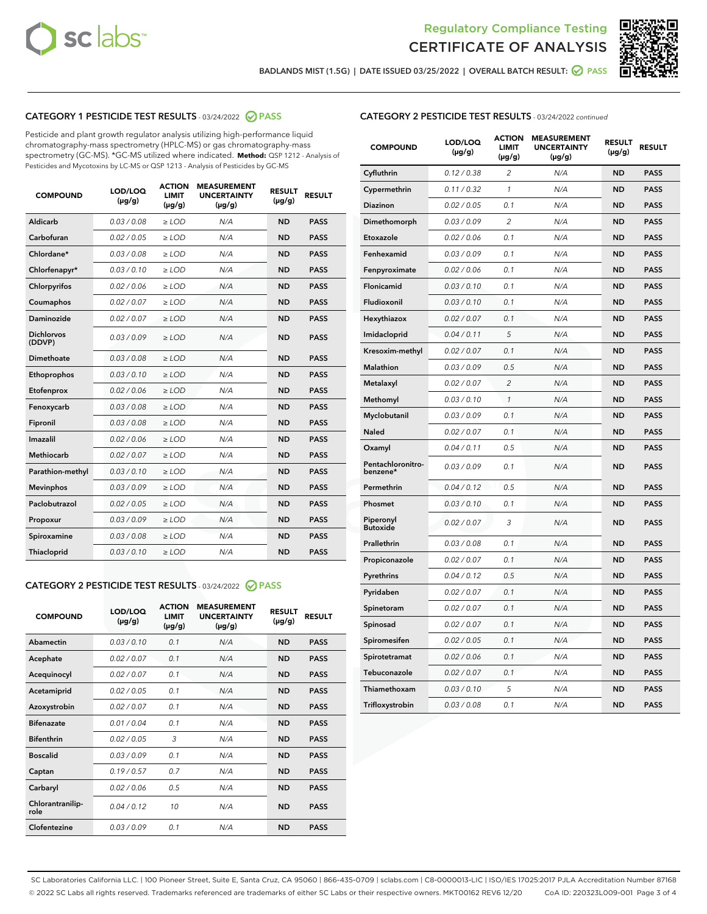Regulatory Compliance Testing
CERTIFICATE OF ANALYSIS

BADLANDS MIST (1.5G) | DATE ISSUED 03/25/2022 | OVERALL BATCH RESULT: PASS

## CATEGORY 1 PESTICIDE TEST RESULTS - 03/24/2022 PASS

Pesticide and plant growth regulator analysis utilizing high-performance liquid chromatography-mass spectrometry (HPLC-MS) or gas chromatography-mass spectrometry (GC-MS). *GC-MS utilized where indicated. **Method:** QSP 1212 - Analysis of Pesticides and Mycotoxins by LC-MS or QSP 1213 - Analysis of Pesticides by GC-MS

| COMPOUND | LOD/LOQ (µg/g) | ACTION LIMIT (µg/g) | MEASUREMENT UNCERTAINTY (µg/g) | RESULT (µg/g) | RESULT |
|---|---|---|---|---|---|
| Aldicarb | 0.03 / 0.08 | ≥ LOD | N/A | ND | PASS |
| Carbofuran | 0.02 / 0.05 | ≥ LOD | N/A | ND | PASS |
| Chlordane* | 0.03 / 0.08 | ≥ LOD | N/A | ND | PASS |
| Chlorfenapyr* | 0.03 / 0.10 | ≥ LOD | N/A | ND | PASS |
| Chlorpyrifos | 0.02 / 0.06 | ≥ LOD | N/A | ND | PASS |
| Coumaphos | 0.02 / 0.07 | ≥ LOD | N/A | ND | PASS |
| Daminozide | 0.02 / 0.07 | ≥ LOD | N/A | ND | PASS |
| Dichlorvos (DDVP) | 0.03 / 0.09 | ≥ LOD | N/A | ND | PASS |
| Dimethoate | 0.03 / 0.08 | ≥ LOD | N/A | ND | PASS |
| Ethoprophos | 0.03 / 0.10 | ≥ LOD | N/A | ND | PASS |
| Etofenprox | 0.02 / 0.06 | ≥ LOD | N/A | ND | PASS |
| Fenoxycarb | 0.03 / 0.08 | ≥ LOD | N/A | ND | PASS |
| Fipronil | 0.03 / 0.08 | ≥ LOD | N/A | ND | PASS |
| Imazalil | 0.02 / 0.06 | ≥ LOD | N/A | ND | PASS |
| Methiocarb | 0.02 / 0.07 | ≥ LOD | N/A | ND | PASS |
| Parathion-methyl | 0.03 / 0.10 | ≥ LOD | N/A | ND | PASS |
| Mevinphos | 0.03 / 0.09 | ≥ LOD | N/A | ND | PASS |
| Paclobutrazol | 0.02 / 0.05 | ≥ LOD | N/A | ND | PASS |
| Propoxur | 0.03 / 0.09 | ≥ LOD | N/A | ND | PASS |
| Spiroxamine | 0.03 / 0.08 | ≥ LOD | N/A | ND | PASS |
| Thiacloprid | 0.03 / 0.10 | ≥ LOD | N/A | ND | PASS |

## CATEGORY 2 PESTICIDE TEST RESULTS - 03/24/2022 PASS

| COMPOUND | LOD/LOQ (µg/g) | ACTION LIMIT (µg/g) | MEASUREMENT UNCERTAINTY (µg/g) | RESULT (µg/g) | RESULT |
|---|---|---|---|---|---|
| Abamectin | 0.03 / 0.10 | 0.1 | N/A | ND | PASS |
| Acephate | 0.02 / 0.07 | 0.1 | N/A | ND | PASS |
| Acequinocyl | 0.02 / 0.07 | 0.1 | N/A | ND | PASS |
| Acetamiprid | 0.02 / 0.05 | 0.1 | N/A | ND | PASS |
| Azoxystrobin | 0.02 / 0.07 | 0.1 | N/A | ND | PASS |
| Bifenazate | 0.01 / 0.04 | 0.1 | N/A | ND | PASS |
| Bifenthrin | 0.02 / 0.05 | 3 | N/A | ND | PASS |
| Boscalid | 0.03 / 0.09 | 0.1 | N/A | ND | PASS |
| Captan | 0.19 / 0.57 | 0.7 | N/A | ND | PASS |
| Carbaryl | 0.02 / 0.06 | 0.5 | N/A | ND | PASS |
| Chlorantraniliprole | 0.04 / 0.12 | 10 | N/A | ND | PASS |
| Clofentezine | 0.03 / 0.09 | 0.1 | N/A | ND | PASS |
| Cyfluthrin | 0.12 / 0.38 | 2 | N/A | ND | PASS |
| Cypermethrin | 0.11 / 0.32 | 1 | N/A | ND | PASS |
| Diazinon | 0.02 / 0.05 | 0.1 | N/A | ND | PASS |
| Dimethomorph | 0.03 / 0.09 | 2 | N/A | ND | PASS |
| Etoxazole | 0.02 / 0.06 | 0.1 | N/A | ND | PASS |
| Fenhexamid | 0.03 / 0.09 | 0.1 | N/A | ND | PASS |
| Fenpyroximate | 0.02 / 0.06 | 0.1 | N/A | ND | PASS |
| Flonicamid | 0.03 / 0.10 | 0.1 | N/A | ND | PASS |
| Fludioxonil | 0.03 / 0.10 | 0.1 | N/A | ND | PASS |
| Hexythiazox | 0.02 / 0.07 | 0.1 | N/A | ND | PASS |
| Imidacloprid | 0.04 / 0.11 | 5 | N/A | ND | PASS |
| Kresoxim-methyl | 0.02 / 0.07 | 0.1 | N/A | ND | PASS |
| Malathion | 0.03 / 0.09 | 0.5 | N/A | ND | PASS |
| Metalaxyl | 0.02 / 0.07 | 2 | N/A | ND | PASS |
| Methomyl | 0.03 / 0.10 | 1 | N/A | ND | PASS |
| Myclobutanil | 0.03 / 0.09 | 0.1 | N/A | ND | PASS |
| Naled | 0.02 / 0.07 | 0.1 | N/A | ND | PASS |
| Oxamyl | 0.04 / 0.11 | 0.5 | N/A | ND | PASS |
| Pentachloronitrobenzene* | 0.03 / 0.09 | 0.1 | N/A | ND | PASS |
| Permethrin | 0.04 / 0.12 | 0.5 | N/A | ND | PASS |
| Phosmet | 0.03 / 0.10 | 0.1 | N/A | ND | PASS |
| Piperonyl Butoxide | 0.02 / 0.07 | 3 | N/A | ND | PASS |
| Prallethrin | 0.03 / 0.08 | 0.1 | N/A | ND | PASS |
| Propiconazole | 0.02 / 0.07 | 0.1 | N/A | ND | PASS |
| Pyrethrins | 0.04 / 0.12 | 0.5 | N/A | ND | PASS |
| Pyridaben | 0.02 / 0.07 | 0.1 | N/A | ND | PASS |
| Spinetoram | 0.02 / 0.07 | 0.1 | N/A | ND | PASS |
| Spinosad | 0.02 / 0.07 | 0.1 | N/A | ND | PASS |
| Spiromesifen | 0.02 / 0.05 | 0.1 | N/A | ND | PASS |
| Spirotetramat | 0.02 / 0.06 | 0.1 | N/A | ND | PASS |
| Tebuconazole | 0.02 / 0.07 | 0.1 | N/A | ND | PASS |
| Thiamethoxam | 0.03 / 0.10 | 5 | N/A | ND | PASS |
| Trifloxystrobin | 0.03 / 0.08 | 0.1 | N/A | ND | PASS |

SC Laboratories California LLC. | 100 Pioneer Street, Suite E, Santa Cruz, CA 95060 | 866-435-0709 | sclabs.com | C8-0000013-LIC | ISO/IES 17025:2017 PJLA Accreditation Number 87168
© 2022 SC Labs all rights reserved. Trademarks referenced are trademarks of either SC Labs or their respective owners. MKT00162 REV6 12/20 CoA ID: 220323L009-001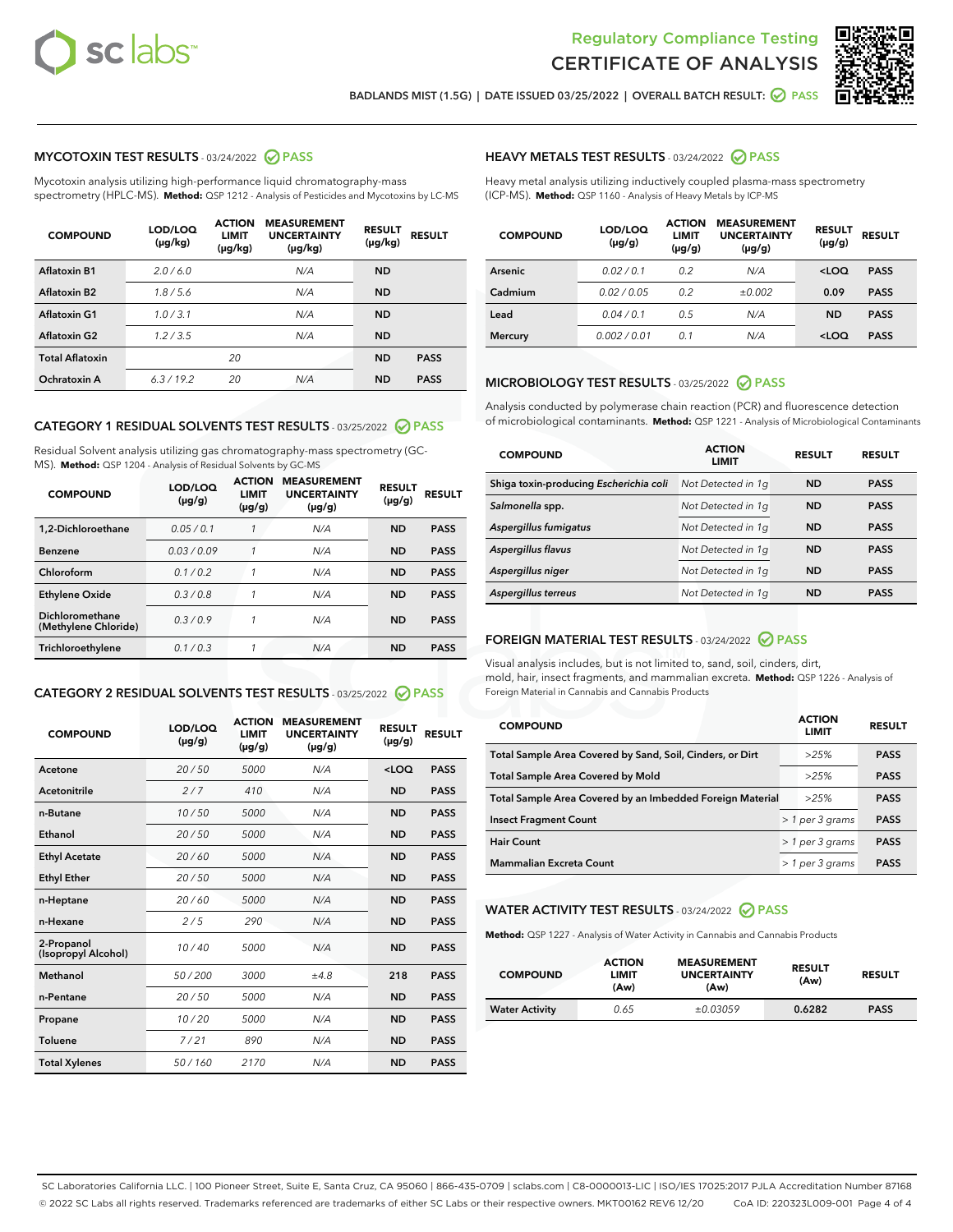Regulatory Compliance Testing
# CERTIFICATE OF ANALYSIS

BADLANDS MIST (1.5G) | DATE ISSUED 03/25/2022 | OVERALL BATCH RESULT: PASS

## MYCOTOXIN TEST RESULTS - 03/24/2022 PASS

Mycotoxin analysis utilizing high-performance liquid chromatography-mass spectrometry (HPLC-MS). **Method:** QSP 1212 - Analysis of Pesticides and Mycotoxins by LC-MS

| COMPOUND | LOD/LOQ (µg/kg) | ACTION LIMIT (µg/kg) | MEASUREMENT UNCERTAINTY (µg/kg) | RESULT (µg/kg) | RESULT |
|---|---|---|---|---|---|
| Aflatoxin B1 | 2.0 / 6.0 | | N/A | ND | |
| Aflatoxin B2 | 1.8 / 5.6 | | N/A | ND | |
| Aflatoxin G1 | 1.0 / 3.1 | | N/A | ND | |
| Aflatoxin G2 | 1.2 / 3.5 | | N/A | ND | |
| Total Aflatoxin | | 20 | | ND | PASS |
| Ochratoxin A | 6.3 / 19.2 | 20 | N/A | ND | PASS |

## CATEGORY 1 RESIDUAL SOLVENTS TEST RESULTS - 03/25/2022 PASS

Residual Solvent analysis utilizing gas chromatography-mass spectrometry (GC-MS). **Method:** QSP 1204 - Analysis of Residual Solvents by GC-MS

| COMPOUND | LOD/LOQ (µg/g) | ACTION LIMIT (µg/g) | MEASUREMENT UNCERTAINTY (µg/g) | RESULT (µg/g) | RESULT |
|---|---|---|---|---|---|
| 1,2-Dichloroethane | 0.05 / 0.1 | 1 | N/A | ND | PASS |
| Benzene | 0.03 / 0.09 | 1 | N/A | ND | PASS |
| Chloroform | 0.1 / 0.2 | 1 | N/A | ND | PASS |
| Ethylene Oxide | 0.3 / 0.8 | 1 | N/A | ND | PASS |
| Dichloromethane (Methylene Chloride) | 0.3 / 0.9 | 1 | N/A | ND | PASS |
| Trichloroethylene | 0.1 / 0.3 | 1 | N/A | ND | PASS |

## CATEGORY 2 RESIDUAL SOLVENTS TEST RESULTS - 03/25/2022 PASS

| COMPOUND | LOD/LOQ (µg/g) | ACTION LIMIT (µg/g) | MEASUREMENT UNCERTAINTY (µg/g) | RESULT (µg/g) | RESULT |
|---|---|---|---|---|---|
| Acetone | 20 / 50 | 5000 | N/A | <LOQ | PASS |
| Acetonitrile | 2 / 7 | 410 | N/A | ND | PASS |
| n-Butane | 10 / 50 | 5000 | N/A | ND | PASS |
| Ethanol | 20 / 50 | 5000 | N/A | ND | PASS |
| Ethyl Acetate | 20 / 60 | 5000 | N/A | ND | PASS |
| Ethyl Ether | 20 / 50 | 5000 | N/A | ND | PASS |
| n-Heptane | 20 / 60 | 5000 | N/A | ND | PASS |
| n-Hexane | 2 / 5 | 290 | N/A | ND | PASS |
| 2-Propanol (Isopropyl Alcohol) | 10 / 40 | 5000 | N/A | ND | PASS |
| Methanol | 50 / 200 | 3000 | ±4.8 | 218 | PASS |
| n-Pentane | 20 / 50 | 5000 | N/A | ND | PASS |
| Propane | 10 / 20 | 5000 | N/A | ND | PASS |
| Toluene | 7 / 21 | 890 | N/A | ND | PASS |
| Total Xylenes | 50 / 160 | 2170 | N/A | ND | PASS |

## HEAVY METALS TEST RESULTS - 03/24/2022 PASS

Heavy metal analysis utilizing inductively coupled plasma-mass spectrometry (ICP-MS). **Method:** QSP 1160 - Analysis of Heavy Metals by ICP-MS

| COMPOUND | LOD/LOQ (µg/g) | ACTION LIMIT (µg/g) | MEASUREMENT UNCERTAINTY (µg/g) | RESULT (µg/g) | RESULT |
|---|---|---|---|---|---|
| Arsenic | 0.02 / 0.1 | 0.2 | N/A | <LOQ | PASS |
| Cadmium | 0.02 / 0.05 | 0.2 | ±0.002 | 0.09 | PASS |
| Lead | 0.04 / 0.1 | 0.5 | N/A | ND | PASS |
| Mercury | 0.002 / 0.01 | 0.1 | N/A | <LOQ | PASS |

## MICROBIOLOGY TEST RESULTS - 03/25/2022 PASS

Analysis conducted by polymerase chain reaction (PCR) and fluorescence detection of microbiological contaminants. **Method:** QSP 1221 - Analysis of Microbiological Contaminants

| COMPOUND | ACTION LIMIT | RESULT | RESULT |
|---|---|---|---|
| Shiga toxin-producing *Escherichia coli* | Not Detected in 1g | ND | PASS |
| *Salmonella* spp. | Not Detected in 1g | ND | PASS |
| *Aspergillus fumigatus* | Not Detected in 1g | ND | PASS |
| *Aspergillus flavus* | Not Detected in 1g | ND | PASS |
| *Aspergillus niger* | Not Detected in 1g | ND | PASS |
| *Aspergillus terreus* | Not Detected in 1g | ND | PASS |

## FOREIGN MATERIAL TEST RESULTS - 03/24/2022 PASS

Visual analysis includes, but is not limited to, sand, soil, cinders, dirt, mold, hair, insect fragments, and mammalian excreta. **Method:** QSP 1226 - Analysis of Foreign Material in Cannabis and Cannabis Products

| COMPOUND | ACTION LIMIT | RESULT |
|---|---|---|
| Total Sample Area Covered by Sand, Soil, Cinders, or Dirt | >25% | PASS |
| Total Sample Area Covered by Mold | >25% | PASS |
| Total Sample Area Covered by an Imbedded Foreign Material | >25% | PASS |
| Insect Fragment Count | > 1 per 3 grams | PASS |
| Hair Count | > 1 per 3 grams | PASS |
| Mammalian Excreta Count | > 1 per 3 grams | PASS |

## WATER ACTIVITY TEST RESULTS - 03/24/2022 PASS

**Method:** QSP 1227 - Analysis of Water Activity in Cannabis and Cannabis Products

| COMPOUND | ACTION LIMIT (Aw) | MEASUREMENT UNCERTAINTY (Aw) | RESULT (Aw) | RESULT |
|---|---|---|---|---|
| Water Activity | 0.65 | ±0.03059 | 0.6282 | PASS |

SC Laboratories California LLC. | 100 Pioneer Street, Suite E, Santa Cruz, CA 95060 | 866-435-0709 | sclabs.com | C8-0000013-LIC | ISO/IES 17025:2017 PJLA Accreditation Number 87168
© 2022 SC Labs all rights reserved. Trademarks referenced are trademarks of either SC Labs or their respective owners. MKT00162 REV6 12/20 CoA ID: 220323L009-001